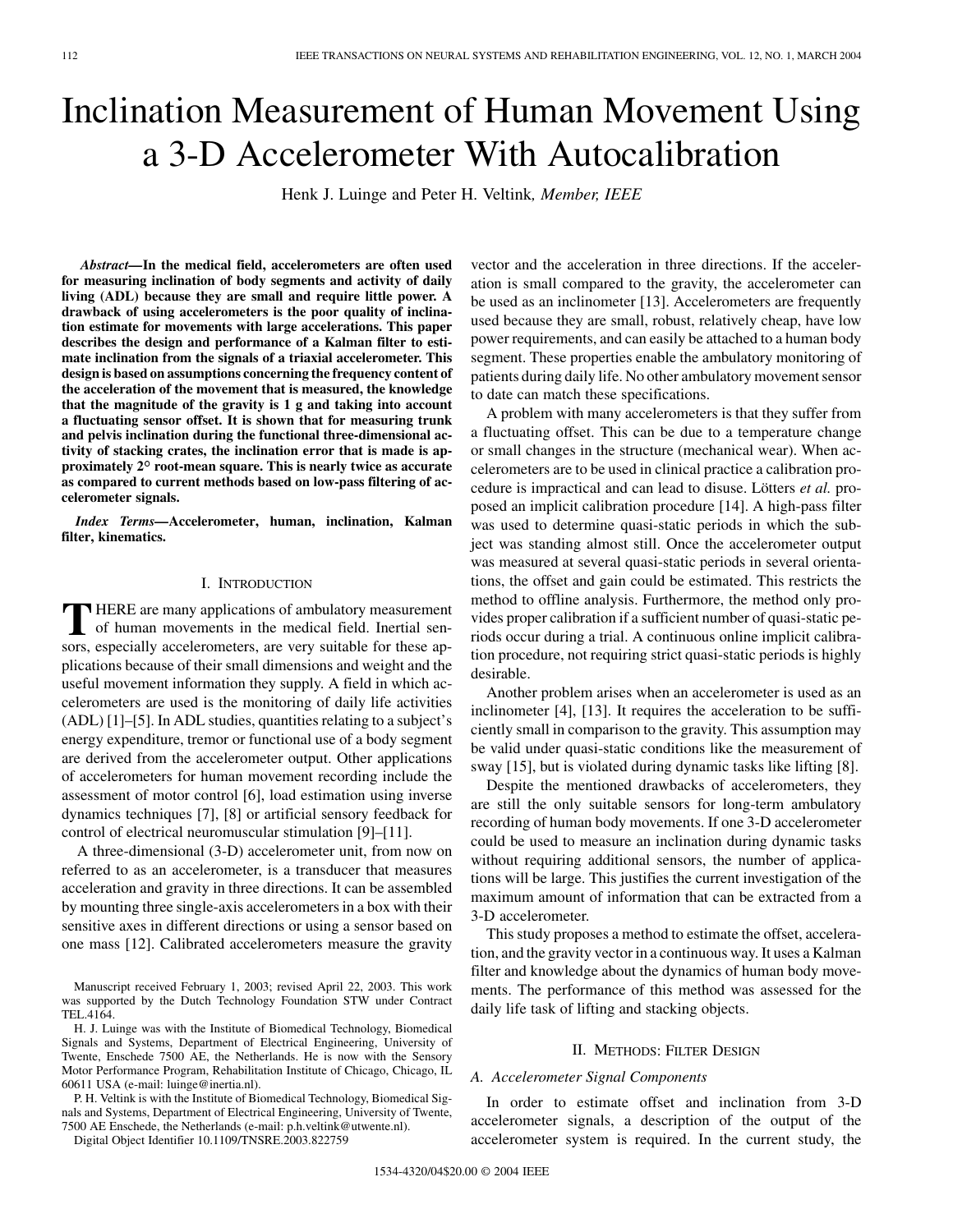# Inclination Measurement of Human Movement Using a 3-D Accelerometer With Autocalibration

Henk J. Luinge and Peter H. Veltink, *Member, IEEE*

***Abstract*—In the medical field, accelerometers are often used for measuring inclination of body segments and activity of daily living (ADL) because they are small and require little power. A drawback of using accelerometers is the poor quality of inclination estimate for movements with large accelerations. This paper describes the design and performance of a Kalman filter to estimate inclination from the signals of a triaxial accelerometer. This design is based on assumptions concerning the frequency content of the acceleration of the movement that is measured, the knowledge that the magnitude of the gravity is 1 g and taking into account a fluctuating sensor offset. It is shown that for measuring trunk and pelvis inclination during the functional three-dimensional activity of stacking crates, the inclination error that is made is approximately 2° root-mean square. This is nearly twice as accurate as compared to current methods based on low-pass filtering of accelerometer signals.**

***Index Terms*—Accelerometer, human, inclination, Kalman filter, kinematics.**

## I. Introduction

THERE are many applications of ambulatory measurement of human movements in the medical field. Inertial sensors, especially accelerometers, are very suitable for these applications because of their small dimensions and weight and the useful movement information they supply. A field in which accelerometers are used is the monitoring of daily life activities (ADL) [1]–[5]. In ADL studies, quantities relating to a subject's energy expenditure, tremor or functional use of a body segment are derived from the accelerometer output. Other applications of accelerometers for human movement recording include the assessment of motor control [6], load estimation using inverse dynamics techniques [7], [8] or artificial sensory feedback for control of electrical neuromuscular stimulation [9]–[11].

A three-dimensional (3-D) accelerometer unit, from now on referred to as an accelerometer, is a transducer that measures acceleration and gravity in three directions. It can be assembled by mounting three single-axis accelerometers in a box with their sensitive axes in different directions or using a sensor based on one mass [12]. Calibrated accelerometers measure the gravity vector and the acceleration in three directions. If the acceleration is small compared to the gravity, the accelerometer can be used as an inclinometer [13]. Accelerometers are frequently used because they are small, robust, relatively cheap, have low power requirements, and can easily be attached to a human body segment. These properties enable the ambulatory monitoring of patients during daily life. No other ambulatory movement sensor to date can match these specifications.

A problem with many accelerometers is that they suffer from a fluctuating offset. This can be due to a temperature change or small changes in the structure (mechanical wear). When accelerometers are to be used in clinical practice a calibration procedure is impractical and can lead to disuse. Lötters *et al.* proposed an implicit calibration procedure [14]. A high-pass filter was used to determine quasi-static periods in which the subject was standing almost still. Once the accelerometer output was measured at several quasi-static periods in several orientations, the offset and gain could be estimated. This restricts the method to offline analysis. Furthermore, the method only provides proper calibration if a sufficient number of quasi-static periods occur during a trial. A continuous online implicit calibration procedure, not requiring strict quasi-static periods is highly desirable.

Another problem arises when an accelerometer is used as an inclinometer [4], [13]. It requires the acceleration to be sufficiently small in comparison to the gravity. This assumption may be valid under quasi-static conditions like the measurement of sway [15], but is violated during dynamic tasks like lifting [8].

Despite the mentioned drawbacks of accelerometers, they are still the only suitable sensors for long-term ambulatory recording of human body movements. If one 3-D accelerometer could be used to measure an inclination during dynamic tasks without requiring additional sensors, the number of applications will be large. This justifies the current investigation of the maximum amount of information that can be extracted from a 3-D accelerometer.

This study proposes a method to estimate the offset, acceleration, and the gravity vector in a continuous way. It uses a Kalman filter and knowledge about the dynamics of human body movements. The performance of this method was assessed for the daily life task of lifting and stacking objects.

## II. Methods: Filter Design

### A. Accelerometer Signal Components

In order to estimate offset and inclination from 3-D accelerometer signals, a description of the output of the accelerometer system is required. In the current study, the

---

Manuscript received February 1, 2003; revised April 22, 2003. This work was supported by the Dutch Technology Foundation STW under Contract TEL.4164.

H. J. Luinge was with the Institute of Biomedical Technology, Biomedical Signals and Systems, Department of Electrical Engineering, University of Twente, Enschede 7500 AE, the Netherlands. He is now with the Sensory Motor Performance Program, Rehabilitation Institute of Chicago, Chicago, IL 60611 USA (e-mail: luinge@inertia.nl).

P. H. Veltink is with the Institute of Biomedical Technology, Biomedical Signals and Systems, Department of Electrical Engineering, University of Twente, 7500 AE Enschede, the Netherlands (e-mail: p.h.veltink@utwente.nl).

Digital Object Identifier 10.1109/TNSRE.2003.822759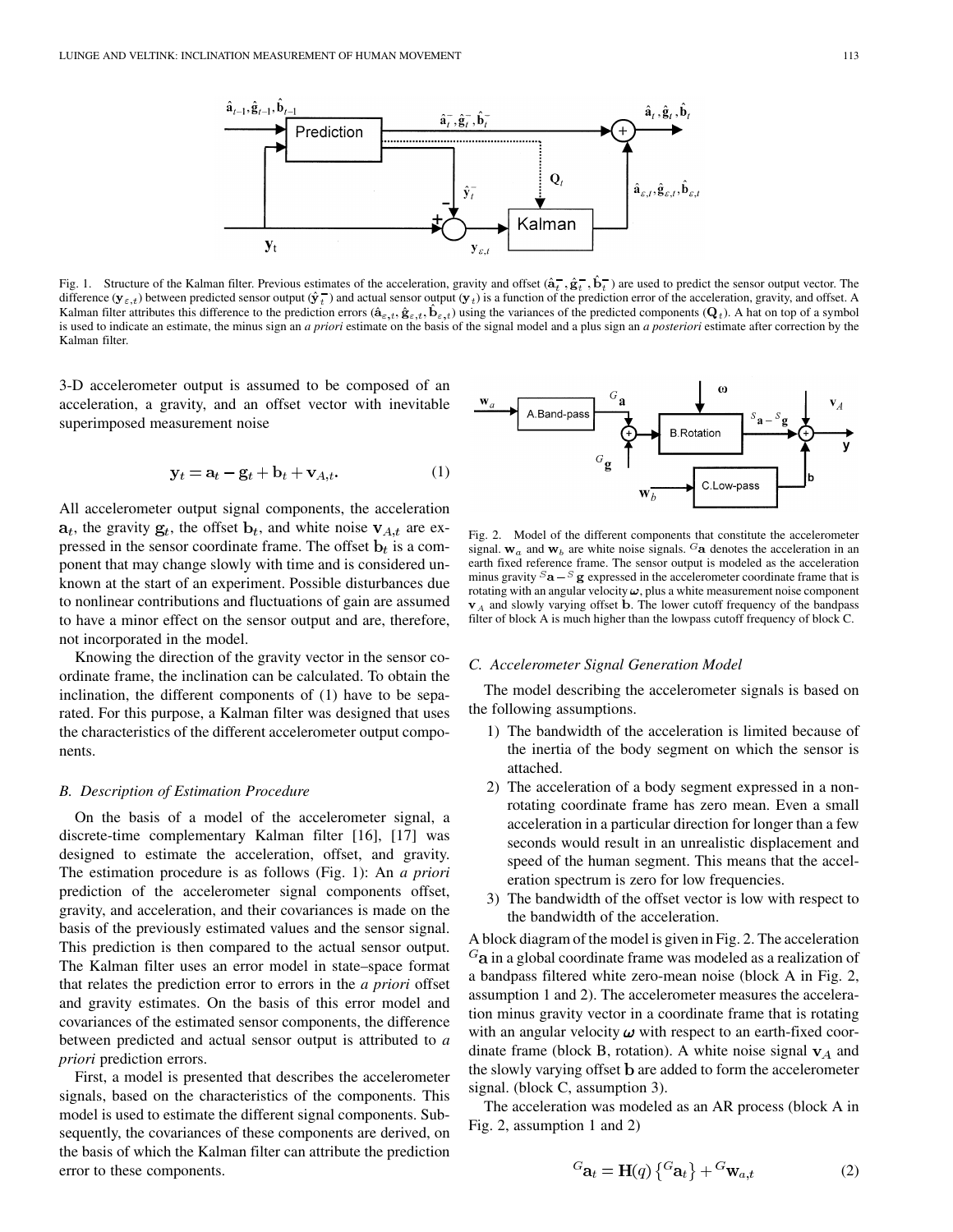Fig. 1. Structure of the Kalman filter. Previous estimates of the acceleration, gravity and offset ($\hat{\mathbf{a}}_t^-, \hat{\mathbf{g}}_t^-, \hat{\mathbf{b}}_t^-$) are used to predict the sensor output vector. The difference ($\mathbf{y}_{\varepsilon,t}$) between predicted sensor output ($\hat{\mathbf{y}}_t^-$) and actual sensor output ($\mathbf{y}_t$) is a function of the prediction error of the acceleration, gravity, and offset. A Kalman filter attributes this difference to the prediction errors ($\hat{\mathbf{a}}_{\varepsilon,t}, \hat{\mathbf{g}}_{\varepsilon,t}, \hat{\mathbf{b}}_{\varepsilon,t}$) using the variances of the predicted components ($\mathbf{Q}_t$). A hat on top of a symbol is used to indicate an estimate, the minus sign an *a priori* estimate on the basis of the signal model and a plus sign an *a posteriori* estimate after correction by the Kalman filter.

3-D accelerometer output is assumed to be composed of an acceleration, a gravity, and an offset vector with inevitable superimposed measurement noise

$$\mathbf{y}_t = \mathbf{a}_t - \mathbf{g}_t + \mathbf{b}_t + \mathbf{v}_{A,t}. \tag{1}$$

All accelerometer output signal components, the acceleration $\mathbf{a}_t$, the gravity $\mathbf{g}_t$, the offset $\mathbf{b}_t$, and white noise $\mathbf{v}_{A,t}$ are expressed in the sensor coordinate frame. The offset $\mathbf{b}_t$ is a component that may change slowly with time and is considered unknown at the start of an experiment. Possible disturbances due to nonlinear contributions and fluctuations of gain are assumed to have a minor effect on the sensor output and are, therefore, not incorporated in the model.

Knowing the direction of the gravity vector in the sensor coordinate frame, the inclination can be calculated. To obtain the inclination, the different components of (1) have to be separated. For this purpose, a Kalman filter was designed that uses the characteristics of the different accelerometer output components.

### *B. Description of Estimation Procedure*

On the basis of a model of the accelerometer signal, a discrete-time complementary Kalman filter [16], [17] was designed to estimate the acceleration, offset, and gravity. The estimation procedure is as follows (Fig. 1): An *a priori* prediction of the accelerometer signal components offset, gravity, and acceleration, and their covariances is made on the basis of the previously estimated values and the sensor signal. This prediction is then compared to the actual sensor output. The Kalman filter uses an error model in state–space format that relates the prediction error to errors in the *a priori* offset and gravity estimates. On the basis of this error model and covariances of the estimated sensor components, the difference between predicted and actual sensor output is attributed to *a priori* prediction errors.

First, a model is presented that describes the accelerometer signals, based on the characteristics of the components. This model is used to estimate the different signal components. Subsequently, the covariances of these components are derived, on the basis of which the Kalman filter can attribute the prediction error to these components.

Fig. 2. Model of the different components that constitute the accelerometer signal. $\mathbf{w}_a$ and $\mathbf{w}_b$ are white noise signals. ${}^G\mathbf{a}$ denotes the acceleration in an earth fixed reference frame. The sensor output is modeled as the acceleration minus gravity ${}^S\mathbf{a} - {}^S\mathbf{g}$ expressed in the accelerometer coordinate frame that is rotating with an angular velocity $\boldsymbol{\omega}$, plus a white measurement noise component $\mathbf{v}_A$ and slowly varying offset $\mathbf{b}$. The lower cutoff frequency of the bandpass filter of block A is much higher than the lowpass cutoff frequency of block C.

### *C. Accelerometer Signal Generation Model*

The model describing the accelerometer signals is based on the following assumptions.

1) The bandwidth of the acceleration is limited because of the inertia of the body segment on which the sensor is attached.
2) The acceleration of a body segment expressed in a nonrotating coordinate frame has zero mean. Even a small acceleration in a particular direction for longer than a few seconds would result in an unrealistic displacement and speed of the human segment. This means that the acceleration spectrum is zero for low frequencies.
3) The bandwidth of the offset vector is low with respect to the bandwidth of the acceleration.

A block diagram of the model is given in Fig. 2. The acceleration ${}^G\mathbf{a}$ in a global coordinate frame was modeled as a realization of a bandpass filtered white zero-mean noise (block A in Fig. 2, assumption 1 and 2). The accelerometer measures the acceleration minus gravity vector in a coordinate frame that is rotating with an angular velocity $\boldsymbol{\omega}$ with respect to an earth-fixed coordinate frame (block B, rotation). A white noise signal $\mathbf{v}_A$ and the slowly varying offset $\mathbf{b}$ are added to form the accelerometer signal. (block C, assumption 3).

The acceleration was modeled as an AR process (block A in Fig. 2, assumption 1 and 2)

$${}^G\mathbf{a}_t = \mathbf{H}(q)\left\{{}^G\mathbf{a}_t\right\} + {}^G\mathbf{w}_{a,t} \tag{2}$$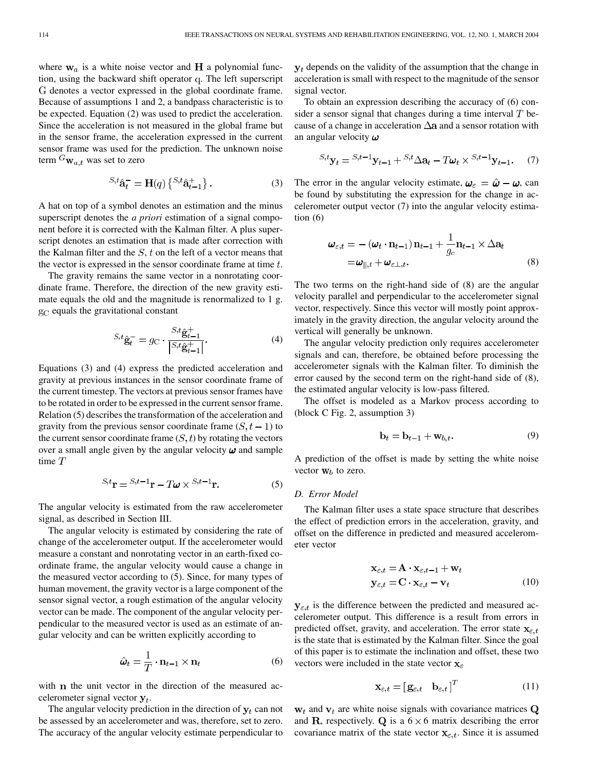where $\mathbf{w}_a$ is a white noise vector and $\mathbf{H}$ a polynomial function, using the backward shift operator q. The left superscript G denotes a vector expressed in the global coordinate frame. Because of assumptions 1 and 2, a bandpass characteristic is to be expected. Equation (2) was used to predict the acceleration. Since the acceleration is not measured in the global frame but in the sensor frame, the acceleration expressed in the current sensor frame was used for the prediction. The unknown noise term ${}^{G}\mathbf{w}_{a,t}$ was set to zero

$$ {}^{S,t}\hat{\mathbf{a}}_t^- = \mathbf{H}(q)\left\{ {}^{S,t}\hat{\mathbf{a}}_{t-1}^+ \right\}. \tag{3} $$

A hat on top of a symbol denotes an estimation and the minus superscript denotes the *a priori* estimation of a signal component before it is corrected with the Kalman filter. A plus superscript denotes an estimation that is made after correction with the Kalman filter and the $S, t$ on the left of a vector means that the vector is expressed in the sensor coordinate frame at time $t$.

The gravity remains the same vector in a nonrotating coordinate frame. Therefore, the direction of the new gravity estimate equals the old and the magnitude is renormalized to 1 g. $g_C$ equals the gravitational constant

$$ {}^{S,t}\hat{\mathbf{g}}_t^- = g_C \cdot \frac{{}^{S,t}\hat{\mathbf{g}}_{t-1}^+}{\left| {}^{S,t}\hat{\mathbf{g}}_{t-1}^+ \right|}. \tag{4} $$

Equations (3) and (4) express the predicted acceleration and gravity at previous instances in the sensor coordinate frame of the current timestep. The vectors at previous sensor frames have to be rotated in order to be expressed in the current sensor frame. Relation (5) describes the transformation of the acceleration and gravity from the previous sensor coordinate frame $(S, t-1)$ to the current sensor coordinate frame $(S, t)$ by rotating the vectors over a small angle given by the angular velocity $\boldsymbol{\omega}$ and sample time $T$

$$ {}^{S,t}\mathbf{r} = {}^{S,t-1}\mathbf{r} - T\boldsymbol{\omega} \times {}^{S,t-1}\mathbf{r}. \tag{5} $$

The angular velocity is estimated from the raw accelerometer signal, as described in Section III.

The angular velocity is estimated by considering the rate of change of the accelerometer output. If the accelerometer would measure a constant and nonrotating vector in an earth-fixed coordinate frame, the angular velocity would cause a change in the measured vector according to (5). Since, for many types of human movement, the gravity vector is a large component of the sensor signal vector, a rough estimation of the angular velocity vector can be made. The component of the angular velocity perpendicular to the measured vector is used as an estimate of angular velocity and can be written explicitly according to

$$ \hat{\boldsymbol{\omega}}_t = \frac{1}{T} \cdot \mathbf{n}_{t-1} \times \mathbf{n}_t \tag{6} $$

with $\mathbf{n}$ the unit vector in the direction of the measured accelerometer signal vector $\mathbf{y}_t$.

The angular velocity prediction in the direction of $\mathbf{y}_t$ can not be assessed by an accelerometer and was, therefore, set to zero. The accuracy of the angular velocity estimate perpendicular to $\mathbf{y}_t$ depends on the validity of the assumption that the change in acceleration is small with respect to the magnitude of the sensor signal vector.

To obtain an expression describing the accuracy of (6) consider a sensor signal that changes during a time interval $T$ because of a change in acceleration $\Delta\mathbf{a}$ and a sensor rotation with an angular velocity $\boldsymbol{\omega}$

$$ {}^{S,t}\mathbf{y}_t = {}^{S,t-1}\mathbf{y}_{t-1} + {}^{S,t}\Delta\mathbf{a}_t - T\boldsymbol{\omega}_t \times {}^{S,t-1}\mathbf{y}_{t-1}. \tag{7} $$

The error in the angular velocity estimate, $\boldsymbol{\omega}_\varepsilon = \hat{\boldsymbol{\omega}} - \boldsymbol{\omega}$, can be found by substituting the expression for the change in accelerometer output vector (7) into the angular velocity estimation (6)

$$ \begin{aligned} \boldsymbol{\omega}_{\varepsilon,t} &= -\left(\boldsymbol{\omega}_t \cdot \mathbf{n}_{t-1}\right)\mathbf{n}_{t-1} + \frac{1}{g_c}\mathbf{n}_{t-1} \times \Delta\mathbf{a}_t \\ &= \boldsymbol{\omega}_{\parallel,t} + \boldsymbol{\omega}_{\varepsilon\perp,t}. \end{aligned} \tag{8} $$

The two terms on the right-hand side of (8) are the angular velocity parallel and perpendicular to the accelerometer signal vector, respectively. Since this vector will mostly point approximately in the gravity direction, the angular velocity around the vertical will generally be unknown.

The angular velocity prediction only requires accelerometer signals and can, therefore, be obtained before processing the accelerometer signals with the Kalman filter. To diminish the error caused by the second term on the right-hand side of (8), the estimated angular velocity is low-pass filtered.

The offset is modeled as a Markov process according to (block C Fig. 2, assumption 3)

$$ \mathbf{b}_t = \mathbf{b}_{t-1} + \mathbf{w}_{b,t}. \tag{9} $$

A prediction of the offset is made by setting the white noise vector $\mathbf{w}_b$ to zero.

### D. Error Model

The Kalman filter uses a state space structure that describes the effect of prediction errors in the acceleration, gravity, and offset on the difference in predicted and measured accelerometer vector

$$ \begin{aligned} \mathbf{x}_{\varepsilon,t} &= \mathbf{A} \cdot \mathbf{x}_{\varepsilon,t-1} + \mathbf{w}_t \\ \mathbf{y}_{\varepsilon,t} &= \mathbf{C} \cdot \mathbf{x}_{\varepsilon,t} - \mathbf{v}_t \end{aligned} \tag{10} $$

$\mathbf{y}_{\varepsilon,t}$ is the difference between the predicted and measured accelerometer output. This difference is a result from errors in predicted offset, gravity, and acceleration. The error state $\mathbf{x}_{\varepsilon,t}$ is the state that is estimated by the Kalman filter. Since the goal of this paper is to estimate the inclination and offset, these two vectors were included in the state vector $\mathbf{x}_\varepsilon$

$$ \mathbf{x}_{\varepsilon,t} = \begin{bmatrix} \mathbf{g}_{\varepsilon,t} & \mathbf{b}_{\varepsilon,t} \end{bmatrix}^T \tag{11} $$

$\mathbf{w}_t$ and $\mathbf{v}_t$ are white noise signals with covariance matrices $\mathbf{Q}$ and $\mathbf{R}$, respectively. $\mathbf{Q}$ is a $6 \times 6$ matrix describing the error covariance matrix of the state vector $\mathbf{x}_{\varepsilon,t}$. Since it is assumed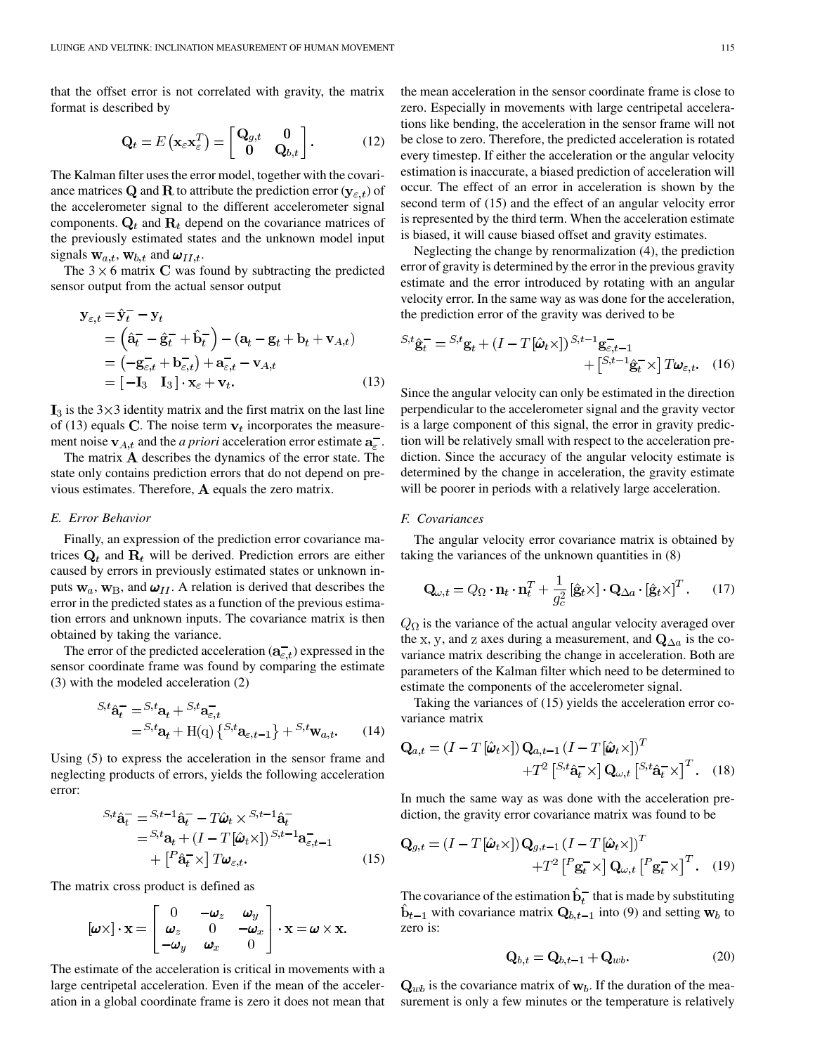that the offset error is not correlated with gravity, the matrix format is described by

$$\mathbf{Q}_t = E\left(\mathbf{x}_\varepsilon \mathbf{x}_\varepsilon^T\right) = \begin{bmatrix} \mathbf{Q}_{g,t} & \mathbf{0} \\ \mathbf{0} & \mathbf{Q}_{b,t} \end{bmatrix}. \tag{12}$$

The Kalman filter uses the error model, together with the covariance matrices $\mathbf{Q}$ and $\mathbf{R}$ to attribute the prediction error ($\mathbf{y}_{\varepsilon,t}$) of the accelerometer signal to the different accelerometer signal components. $\mathbf{Q}_t$ and $\mathbf{R}_t$ depend on the covariance matrices of the previously estimated states and the unknown model input signals $\mathbf{w}_{a,t}$, $\mathbf{w}_{b,t}$ and $\boldsymbol{\omega}_{II,t}$.

The $3 \times 6$ matrix $\mathbf{C}$ was found by subtracting the predicted sensor output from the actual sensor output

$$\begin{aligned} \mathbf{y}_{\varepsilon,t} &= \hat{\mathbf{y}}_t^- - \mathbf{y}_t \\ &= \left(\hat{\mathbf{a}}_t^- - \hat{\mathbf{g}}_t^- + \hat{\mathbf{b}}_t^-\right) - (\mathbf{a}_t - \mathbf{g}_t + \mathbf{b}_t + \mathbf{v}_{A,t}) \\ &= \left(-\mathbf{g}_{\varepsilon,t}^- + \mathbf{b}_{\varepsilon,t}^-\right) + \mathbf{a}_{\varepsilon,t}^- - \mathbf{v}_{A,t} \\ &= \left[-\mathbf{I}_3 \quad \mathbf{I}_3\right] \cdot \mathbf{x}_\varepsilon + \mathbf{v}_t. \end{aligned} \tag{13}$$

$\mathbf{I}_3$ is the $3 \times 3$ identity matrix and the first matrix on the last line of (13) equals $\mathbf{C}$. The noise term $\mathbf{v}_t$ incorporates the measurement noise $\mathbf{v}_{A,t}$ and the *a priori* acceleration error estimate $\mathbf{a}_\varepsilon^-$.

The matrix $\mathbf{A}$ describes the dynamics of the error state. The state only contains prediction errors that do not depend on previous estimates. Therefore, $\mathbf{A}$ equals the zero matrix.

### E. Error Behavior

Finally, an expression of the prediction error covariance matrices $\mathbf{Q}_t$ and $\mathbf{R}_t$ will be derived. Prediction errors are either caused by errors in previously estimated states or unknown inputs $\mathbf{w}_a$, $\mathbf{w}_B$, and $\boldsymbol{\omega}_{II}$. A relation is derived that describes the error in the predicted states as a function of the previous estimation errors and unknown inputs. The covariance matrix is then obtained by taking the variance.

The error of the predicted acceleration ($\mathbf{a}_{\varepsilon,t}^-$) expressed in the sensor coordinate frame was found by comparing the estimate (3) with the modeled acceleration (2)

$$\begin{aligned} {}^{S,t}\hat{\mathbf{a}}_t^- &= {}^{S,t}\mathbf{a}_t + {}^{S,t}\mathbf{a}_{\varepsilon,t}^- \\ &= {}^{S,t}\mathbf{a}_t + \mathrm{H(q)}\left\{{}^{S,t}\mathbf{a}_{\varepsilon,t-1}\right\} + {}^{S,t}\mathbf{w}_{a,t}. \end{aligned} \tag{14}$$

Using (5) to express the acceleration in the sensor frame and neglecting products of errors, yields the following acceleration error:

$$\begin{aligned} {}^{S,t}\hat{\mathbf{a}}_t^- &= {}^{S,t-1}\hat{\mathbf{a}}_t^- - T\hat{\boldsymbol{\omega}}_t \times {}^{S,t-1}\hat{\mathbf{a}}_t^- \\ &= {}^{S,t}\mathbf{a}_t + (I - T[\hat{\boldsymbol{\omega}}_t \times])\,{}^{S,t-1}\mathbf{a}_{\varepsilon,t-1}^- \\ &\quad + \left[{}^{P}\hat{\mathbf{a}}_t^- \times\right] T\boldsymbol{\omega}_{\varepsilon,t}. \end{aligned} \tag{15}$$

The matrix cross product is defined as

$$[\boldsymbol{\omega}\times] \cdot \mathbf{x} = \begin{bmatrix} 0 & -\boldsymbol{\omega}_z & \boldsymbol{\omega}_y \\ \boldsymbol{\omega}_z & 0 & -\boldsymbol{\omega}_x \\ -\boldsymbol{\omega}_y & \boldsymbol{\omega}_x & 0 \end{bmatrix} \cdot \mathbf{x} = \boldsymbol{\omega} \times \mathbf{x}.$$

The estimate of the acceleration is critical in movements with a large centripetal acceleration. Even if the mean of the acceleration in a global coordinate frame is zero it does not mean that the mean acceleration in the sensor coordinate frame is close to zero. Especially in movements with large centripetal accelerations like bending, the acceleration in the sensor frame will not be close to zero. Therefore, the predicted acceleration is rotated every timestep. If either the acceleration or the angular velocity estimation is inaccurate, a biased prediction of acceleration will occur. The effect of an error in acceleration is shown by the second term of (15) and the effect of an angular velocity error is represented by the third term. When the acceleration estimate is biased, it will cause biased offset and gravity estimates.

Neglecting the change by renormalization (4), the prediction error of gravity is determined by the error in the previous gravity estimate and the error introduced by rotating with an angular velocity error. In the same way as was done for the acceleration, the prediction error of the gravity was derived to be

$$\begin{aligned} {}^{S,t}\hat{\mathbf{g}}_t^- = {}^{S,t}\mathbf{g}_t + (I - T[\hat{\boldsymbol{\omega}}_t \times])\,{}^{S,t-1}\mathbf{g}_{\varepsilon,t-1}^- \\ + \left[{}^{S,t-1}\hat{\mathbf{g}}_t^- \times\right] T\boldsymbol{\omega}_{\varepsilon,t}. \end{aligned} \tag{16}$$

Since the angular velocity can only be estimated in the direction perpendicular to the accelerometer signal and the gravity vector is a large component of this signal, the error in gravity prediction will be relatively small with respect to the acceleration prediction. Since the accuracy of the angular velocity estimate is determined by the change in acceleration, the gravity estimate will be poorer in periods with a relatively large acceleration.

### F. Covariances

The angular velocity error covariance matrix is obtained by taking the variances of the unknown quantities in (8)

$$\mathbf{Q}_{\omega,t} = Q_\Omega \cdot \mathbf{n}_t \cdot \mathbf{n}_t^T + \frac{1}{g_c^2}\left[\hat{\mathbf{g}}_t \times\right] \cdot \mathbf{Q}_{\Delta a} \cdot \left[\hat{\mathbf{g}}_t \times\right]^T. \tag{17}$$

$Q_\Omega$ is the variance of the actual angular velocity averaged over the x, y, and z axes during a measurement, and $\mathbf{Q}_{\Delta a}$ is the covariance matrix describing the change in acceleration. Both are parameters of the Kalman filter which need to be determined to estimate the components of the accelerometer signal.

Taking the variances of (15) yields the acceleration error covariance matrix

$$\begin{aligned} \mathbf{Q}_{a,t} = (I - T[\hat{\boldsymbol{\omega}}_t \times])\, \mathbf{Q}_{a,t-1}\, (I - T[\hat{\boldsymbol{\omega}}_t \times])^T \\ + T^2 \left[{}^{S,t}\hat{\mathbf{a}}_t^- \times\right] \mathbf{Q}_{\omega,t} \left[{}^{S,t}\hat{\mathbf{a}}_t^- \times\right]^T. \end{aligned} \tag{18}$$

In much the same way as was done with the acceleration prediction, the gravity error covariance matrix was found to be

$$\begin{aligned} \mathbf{Q}_{g,t} = (I - T[\hat{\boldsymbol{\omega}}_t \times])\, \mathbf{Q}_{g,t-1}\, (I - T[\hat{\boldsymbol{\omega}}_t \times])^T \\ + T^2 \left[{}^{P}\mathbf{g}_t^- \times\right] \mathbf{Q}_{\omega,t} \left[{}^{P}\mathbf{g}_t^- \times\right]^T. \end{aligned} \tag{19}$$

The covariance of the estimation $\hat{\mathbf{b}}_t^-$ that is made by substituting $\hat{\mathbf{b}}_{t-1}$ with covariance matrix $\mathbf{Q}_{b,t-1}$ into (9) and setting $\mathbf{w}_b$ to zero is:

$$\mathbf{Q}_{b,t} = \mathbf{Q}_{b,t-1} + \mathbf{Q}_{wb}. \tag{20}$$

$\mathbf{Q}_{wb}$ is the covariance matrix of $\mathbf{w}_b$. If the duration of the measurement is only a few minutes or the temperature is relatively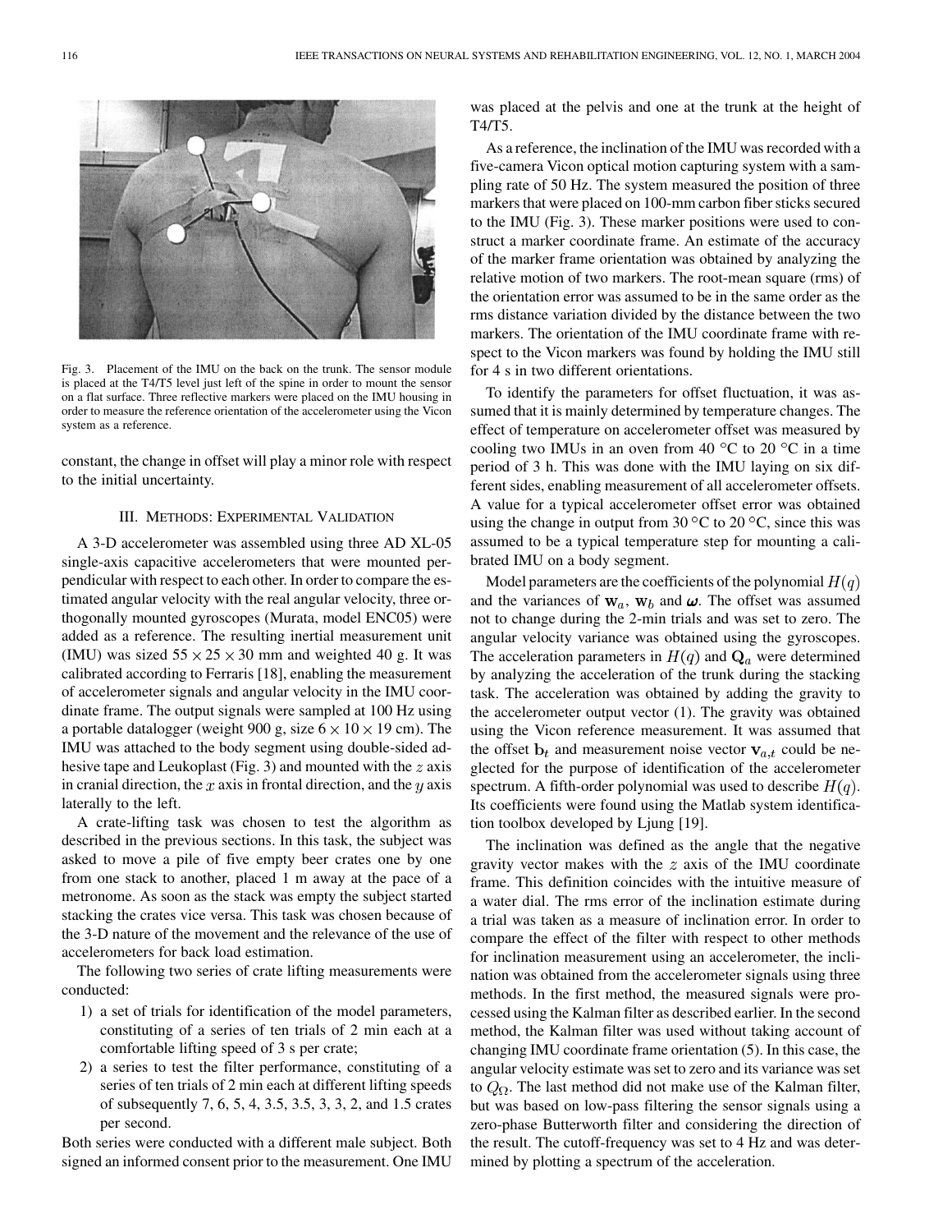Fig. 3. Placement of the IMU on the back on the trunk. The sensor module is placed at the T4/T5 level just left of the spine in order to mount the sensor on a flat surface. Three reflective markers were placed on the IMU housing in order to measure the reference orientation of the accelerometer using the Vicon system as a reference.

constant, the change in offset will play a minor role with respect to the initial uncertainty.

## III. Methods: Experimental Validation

A 3-D accelerometer was assembled using three AD XL-05 single-axis capacitive accelerometers that were mounted perpendicular with respect to each other. In order to compare the estimated angular velocity with the real angular velocity, three orthogonally mounted gyroscopes (Murata, model ENC05) were added as a reference. The resulting inertial measurement unit (IMU) was sized $55 \times 25 \times 30$ mm and weighted 40 g. It was calibrated according to Ferraris [18], enabling the measurement of accelerometer signals and angular velocity in the IMU coordinate frame. The output signals were sampled at 100 Hz using a portable datalogger (weight 900 g, size $6 \times 10 \times 19$ cm). The IMU was attached to the body segment using double-sided adhesive tape and Leukoplast (Fig. 3) and mounted with the $z$ axis in cranial direction, the $x$ axis in frontal direction, and the $y$ axis laterally to the left.

A crate-lifting task was chosen to test the algorithm as described in the previous sections. In this task, the subject was asked to move a pile of five empty beer crates one by one from one stack to another, placed 1 m away at the pace of a metronome. As soon as the stack was empty the subject started stacking the crates vice versa. This task was chosen because of the 3-D nature of the movement and the relevance of the use of accelerometers for back load estimation.

The following two series of crate lifting measurements were conducted:

1) a set of trials for identification of the model parameters, constituting of a series of ten trials of 2 min each at a comfortable lifting speed of 3 s per crate;
2) a series to test the filter performance, constituting of a series of ten trials of 2 min each at different lifting speeds of subsequently 7, 6, 5, 4, 3.5, 3.5, 3, 3, 2, and 1.5 crates per second.

Both series were conducted with a different male subject. Both signed an informed consent prior to the measurement. One IMU was placed at the pelvis and one at the trunk at the height of T4/T5.

As a reference, the inclination of the IMU was recorded with a five-camera Vicon optical motion capturing system with a sampling rate of 50 Hz. The system measured the position of three markers that were placed on 100-mm carbon fiber sticks secured to the IMU (Fig. 3). These marker positions were used to construct a marker coordinate frame. An estimate of the accuracy of the marker frame orientation was obtained by analyzing the relative motion of two markers. The root-mean square (rms) of the orientation error was assumed to be in the same order as the rms distance variation divided by the distance between the two markers. The orientation of the IMU coordinate frame with respect to the Vicon markers was found by holding the IMU still for 4 s in two different orientations.

To identify the parameters for offset fluctuation, it was assumed that it is mainly determined by temperature changes. The effect of temperature on accelerometer offset was measured by cooling two IMUs in an oven from 40 °C to 20 °C in a time period of 3 h. This was done with the IMU laying on six different sides, enabling measurement of all accelerometer offsets. A value for a typical accelerometer offset error was obtained using the change in output from 30 °C to 20 °C, since this was assumed to be a typical temperature step for mounting a calibrated IMU on a body segment.

Model parameters are the coefficients of the polynomial $H(q)$ and the variances of $\mathbf{w}_a$, $\mathbf{w}_b$ and $\boldsymbol{\omega}$. The offset was assumed not to change during the 2-min trials and was set to zero. The angular velocity variance was obtained using the gyroscopes. The acceleration parameters in $H(q)$ and $\mathbf{Q}_a$ were determined by analyzing the acceleration of the trunk during the stacking task. The acceleration was obtained by adding the gravity to the accelerometer output vector (1). The gravity was obtained using the Vicon reference measurement. It was assumed that the offset $\mathbf{b}_t$ and measurement noise vector $\mathbf{v}_{a,t}$ could be neglected for the purpose of identification of the accelerometer spectrum. A fifth-order polynomial was used to describe $H(q)$. Its coefficients were found using the Matlab system identification toolbox developed by Ljung [19].

The inclination was defined as the angle that the negative gravity vector makes with the $z$ axis of the IMU coordinate frame. This definition coincides with the intuitive measure of a water dial. The rms error of the inclination estimate during a trial was taken as a measure of inclination error. In order to compare the effect of the filter with respect to other methods for inclination measurement using an accelerometer, the inclination was obtained from the accelerometer signals using three methods. In the first method, the measured signals were processed using the Kalman filter as described earlier. In the second method, the Kalman filter was used without taking account of changing IMU coordinate frame orientation (5). In this case, the angular velocity estimate was set to zero and its variance was set to $Q_\Omega$. The last method did not make use of the Kalman filter, but was based on low-pass filtering the sensor signals using a zero-phase Butterworth filter and considering the direction of the result. The cutoff-frequency was set to 4 Hz and was determined by plotting a spectrum of the acceleration.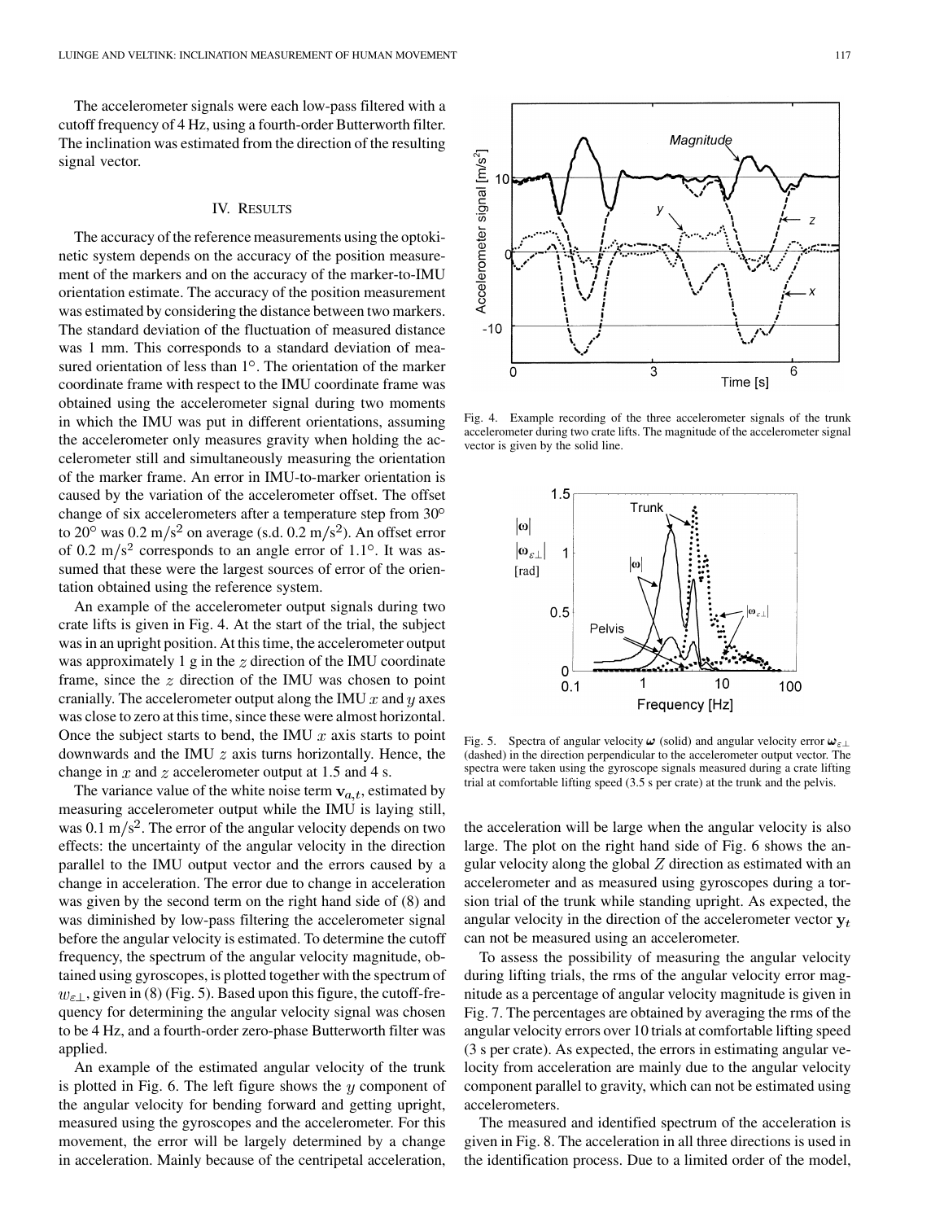The accelerometer signals were each low-pass filtered with a cutoff frequency of 4 Hz, using a fourth-order Butterworth filter. The inclination was estimated from the direction of the resulting signal vector.

## IV. Results

The accuracy of the reference measurements using the optokinetic system depends on the accuracy of the position measurement of the markers and on the accuracy of the marker-to-IMU orientation estimate. The accuracy of the position measurement was estimated by considering the distance between two markers. The standard deviation of the fluctuation of measured distance was 1 mm. This corresponds to a standard deviation of measured orientation of less than 1°. The orientation of the marker coordinate frame with respect to the IMU coordinate frame was obtained using the accelerometer signal during two moments in which the IMU was put in different orientations, assuming the accelerometer only measures gravity when holding the accelerometer still and simultaneously measuring the orientation of the marker frame. An error in IMU-to-marker orientation is caused by the variation of the accelerometer offset. The offset change of six accelerometers after a temperature step from 30° to 20° was 0.2 $\mathrm{m/s^2}$ on average (s.d. 0.2 $\mathrm{m/s^2}$). An offset error of 0.2 $\mathrm{m/s^2}$ corresponds to an angle error of 1.1°. It was assumed that these were the largest sources of error of the orientation obtained using the reference system.

An example of the accelerometer output signals during two crate lifts is given in Fig. 4. At the start of the trial, the subject was in an upright position. At this time, the accelerometer output was approximately 1 g in the $z$ direction of the IMU coordinate frame, since the $z$ direction of the IMU was chosen to point cranially. The accelerometer output along the IMU $x$ and $y$ axes was close to zero at this time, since these were almost horizontal. Once the subject starts to bend, the IMU $x$ axis starts to point downwards and the IMU $z$ axis turns horizontally. Hence, the change in $x$ and $z$ accelerometer output at 1.5 and 4 s.

The variance value of the white noise term $\mathbf{v}_{a,t}$, estimated by measuring accelerometer output while the IMU is laying still, was 0.1 $\mathrm{m/s^2}$. The error of the angular velocity depends on two effects: the uncertainty of the angular velocity in the direction parallel to the IMU output vector and the errors caused by a change in acceleration. The error due to change in acceleration was given by the second term on the right hand side of (8) and was diminished by low-pass filtering the accelerometer signal before the angular velocity is estimated. To determine the cutoff frequency, the spectrum of the angular velocity magnitude, obtained using gyroscopes, is plotted together with the spectrum of $w_{\varepsilon\perp}$, given in (8) (Fig. 5). Based upon this figure, the cutoff-frequency for determining the angular velocity signal was chosen to be 4 Hz, and a fourth-order zero-phase Butterworth filter was applied.

An example of the estimated angular velocity of the trunk is plotted in Fig. 6. The left figure shows the $y$ component of the angular velocity for bending forward and getting upright, measured using the gyroscopes and the accelerometer. For this movement, the error will be largely determined by a change in acceleration. Mainly because of the centripetal acceleration, the acceleration will be large when the angular velocity is also large. The plot on the right hand side of Fig. 6 shows the angular velocity along the global $Z$ direction as estimated with an accelerometer and as measured using gyroscopes during a torsion trial of the trunk while standing upright. As expected, the angular velocity in the direction of the accelerometer vector $\mathbf{y}_t$ can not be measured using an accelerometer.

To assess the possibility of measuring the angular velocity during lifting trials, the rms of the angular velocity error magnitude as a percentage of angular velocity magnitude is given in Fig. 7. The percentages are obtained by averaging the rms of the angular velocity errors over 10 trials at comfortable lifting speed (3 s per crate). As expected, the errors in estimating angular velocity from acceleration are mainly due to the angular velocity component parallel to gravity, which can not be estimated using accelerometers.

The measured and identified spectrum of the acceleration is given in Fig. 8. The acceleration in all three directions is used in the identification process. Due to a limited order of the model,

Fig. 4. Example recording of the three accelerometer signals of the trunk accelerometer during two crate lifts. The magnitude of the accelerometer signal vector is given by the solid line.

Fig. 5. Spectra of angular velocity $\boldsymbol{\omega}$ (solid) and angular velocity error $\boldsymbol{\omega}_{\varepsilon\perp}$ (dashed) in the direction perpendicular to the accelerometer output vector. The spectra were taken using the gyroscope signals measured during a crate lifting trial at comfortable lifting speed (3.5 s per crate) at the trunk and the pelvis.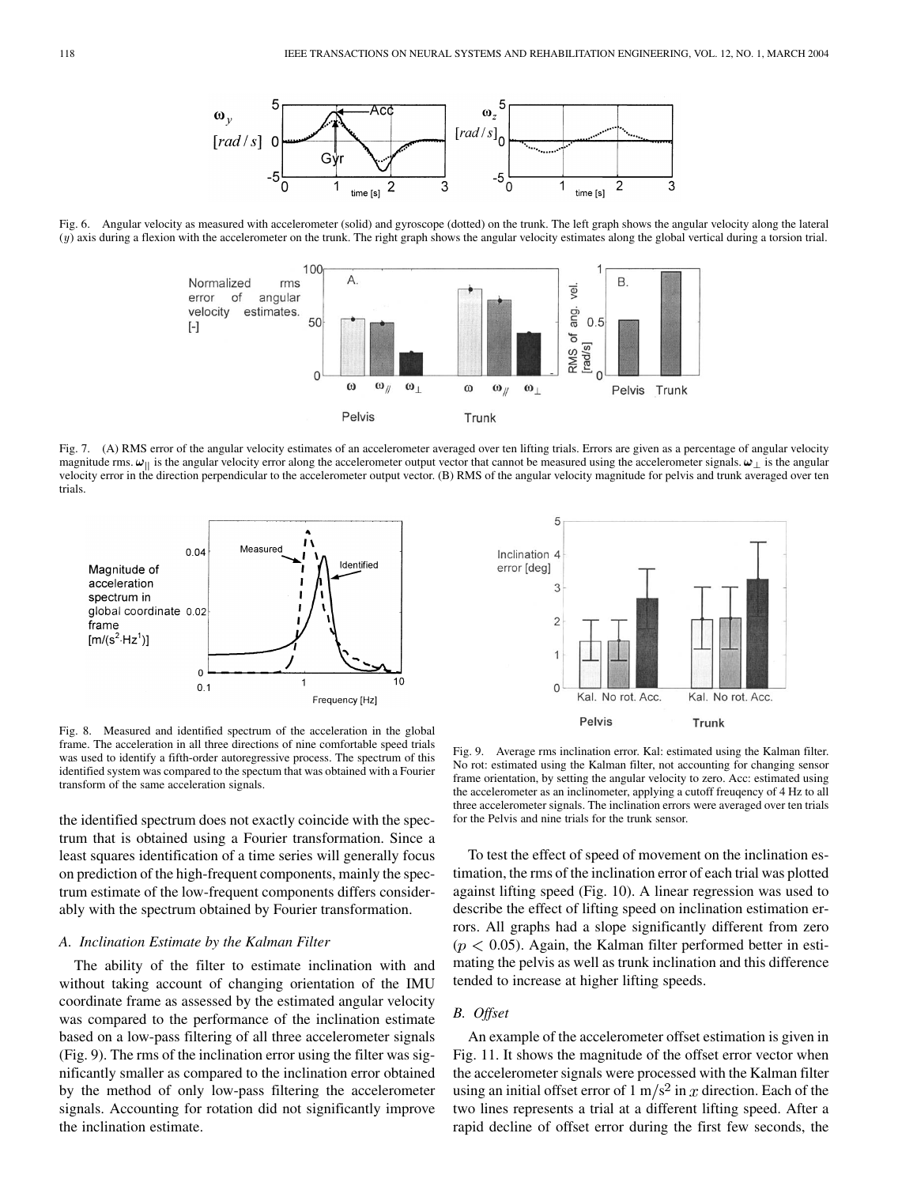Fig. 6. Angular velocity as measured with accelerometer (solid) and gyroscope (dotted) on the trunk. The left graph shows the angular velocity along the lateral ($y$) axis during a flexion with the accelerometer on the trunk. The right graph shows the angular velocity estimates along the global vertical during a torsion trial.

Fig. 7. (A) RMS error of the angular velocity estimates of an accelerometer averaged over ten lifting trials. Errors are given as a percentage of angular velocity magnitude rms. $\boldsymbol{\omega}_{||}$ is the angular velocity error along the accelerometer output vector that cannot be measured using the accelerometer signals. $\boldsymbol{\omega}_{\perp}$ is the angular velocity error in the direction perpendicular to the accelerometer output vector. (B) RMS of the angular velocity magnitude for pelvis and trunk averaged over ten trials.

Fig. 8. Measured and identified spectrum of the acceleration in the global frame. The acceleration in all three directions of nine comfortable speed trials was used to identify a fifth-order autoregressive process. The spectrum of this identified system was compared to the spectum that was obtained with a Fourier transform of the same acceleration signals.

Fig. 9. Average rms inclination error. Kal: estimated using the Kalman filter. No rot: estimated using the Kalman filter, not accounting for changing sensor frame orientation, by setting the angular velocity to zero. Acc: estimated using the accelerometer as an inclinometer, applying a cutoff freuqency of 4 Hz to all three accelerometer signals. The inclination errors were averaged over ten trials for the Pelvis and nine trials for the trunk sensor.

the identified spectrum does not exactly coincide with the spectrum that is obtained using a Fourier transformation. Since a least squares identification of a time series will generally focus on prediction of the high-frequent components, mainly the spectrum estimate of the low-frequent components differs considerably with the spectrum obtained by Fourier transformation.

### A. Inclination Estimate by the Kalman Filter

The ability of the filter to estimate inclination with and without taking account of changing orientation of the IMU coordinate frame as assessed by the estimated angular velocity was compared to the performance of the inclination estimate based on a low-pass filtering of all three accelerometer signals (Fig. 9). The rms of the inclination error using the filter was significantly smaller as compared to the inclination error obtained by the method of only low-pass filtering the accelerometer signals. Accounting for rotation did not significantly improve the inclination estimate.

To test the effect of speed of movement on the inclination estimation, the rms of the inclination error of each trial was plotted against lifting speed (Fig. 10). A linear regression was used to describe the effect of lifting speed on inclination estimation errors. All graphs had a slope significantly different from zero ($p < 0.05$). Again, the Kalman filter performed better in estimating the pelvis as well as trunk inclination and this difference tended to increase at higher lifting speeds.

### B. Offset

An example of the accelerometer offset estimation is given in Fig. 11. It shows the magnitude of the offset error vector when the accelerometer signals were processed with the Kalman filter using an initial offset error of 1 $m/s^2$ in $x$ direction. Each of the two lines represents a trial at a different lifting speed. After a rapid decline of offset error during the first few seconds, the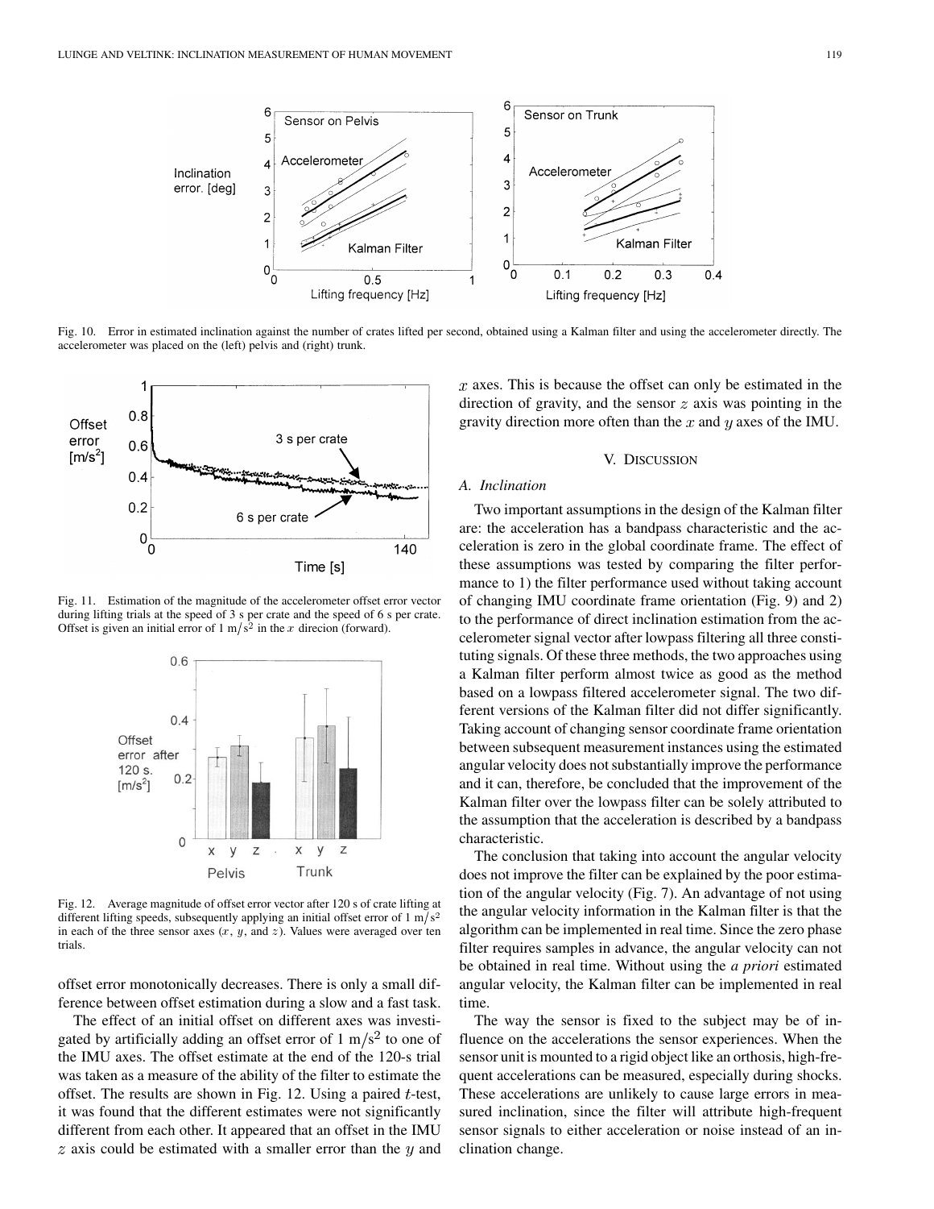Sensor on Pelvis

Inclination error. [deg]

6
5
4
3
2
1
0

Accelerometer

Kalman Filter

0
0.5
1

Lifting frequency [Hz]

Sensor on Trunk

6
5
4
3
2
1
0

Accelerometer

Kalman Filter

0
0.1
0.2
0.3
0.4

Lifting frequency [Hz]

Fig. 10. Error in estimated inclination against the number of crates lifted per second, obtained using a Kalman filter and using the accelerometer directly. The accelerometer was placed on the (left) pelvis and (right) trunk.

Offset error [m/s$^2$]

1
0.8
0.6
0.4
0.2
0

3 s per crate

6 s per crate

0
140

Time [s]

Fig. 11. Estimation of the magnitude of the accelerometer offset error vector during lifting trials at the speed of 3 s per crate and the speed of 6 s per crate. Offset is given an initial error of 1 m/s$^2$ in the $x$ direcion (forward).

Offset error after 120 s. [m/s$^2$]

0.6
0.4
0.2
0

x y z . x y z

Pelvis

Trunk

Fig. 12. Average magnitude of offset error vector after 120 s of crate lifting at different lifting speeds, subsequently applying an initial offset error of 1 m/s$^2$ in each of the three sensor axes ($x$, $y$, and $z$). Values were averaged over ten trials.

offset error monotonically decreases. There is only a small difference between offset estimation during a slow and a fast task.

The effect of an initial offset on different axes was investigated by artificially adding an offset error of 1 m/s$^2$ to one of the IMU axes. The offset estimate at the end of the 120-s trial was taken as a measure of the ability of the filter to estimate the offset. The results are shown in Fig. 12. Using a paired $t$-test, it was found that the different estimates were not significantly different from each other. It appeared that an offset in the IMU $z$ axis could be estimated with a smaller error than the $y$ and $x$ axes. This is because the offset can only be estimated in the direction of gravity, and the sensor $z$ axis was pointing in the gravity direction more often than the $x$ and $y$ axes of the IMU.

## V. Discussion

### A. Inclination

Two important assumptions in the design of the Kalman filter are: the acceleration has a bandpass characteristic and the acceleration is zero in the global coordinate frame. The effect of these assumptions was tested by comparing the filter performance to 1) the filter performance used without taking account of changing IMU coordinate frame orientation (Fig. 9) and 2) to the performance of direct inclination estimation from the accelerometer signal vector after lowpass filtering all three constituting signals. Of these three methods, the two approaches using a Kalman filter perform almost twice as good as the method based on a lowpass filtered accelerometer signal. The two different versions of the Kalman filter did not differ significantly. Taking account of changing sensor coordinate frame orientation between subsequent measurement instances using the estimated angular velocity does not substantially improve the performance and it can, therefore, be concluded that the improvement of the Kalman filter over the lowpass filter can be solely attributed to the assumption that the acceleration is described by a bandpass characteristic.

The conclusion that taking into account the angular velocity does not improve the filter can be explained by the poor estimation of the angular velocity (Fig. 7). An advantage of not using the angular velocity information in the Kalman filter is that the algorithm can be implemented in real time. Since the zero phase filter requires samples in advance, the angular velocity can not be obtained in real time. Without using the *a priori* estimated angular velocity, the Kalman filter can be implemented in real time.

The way the sensor is fixed to the subject may be of influence on the accelerations the sensor experiences. When the sensor unit is mounted to a rigid object like an orthosis, high-frequent accelerations can be measured, especially during shocks. These accelerations are unlikely to cause large errors in measured inclination, since the filter will attribute high-frequent sensor signals to either acceleration or noise instead of an inclination change.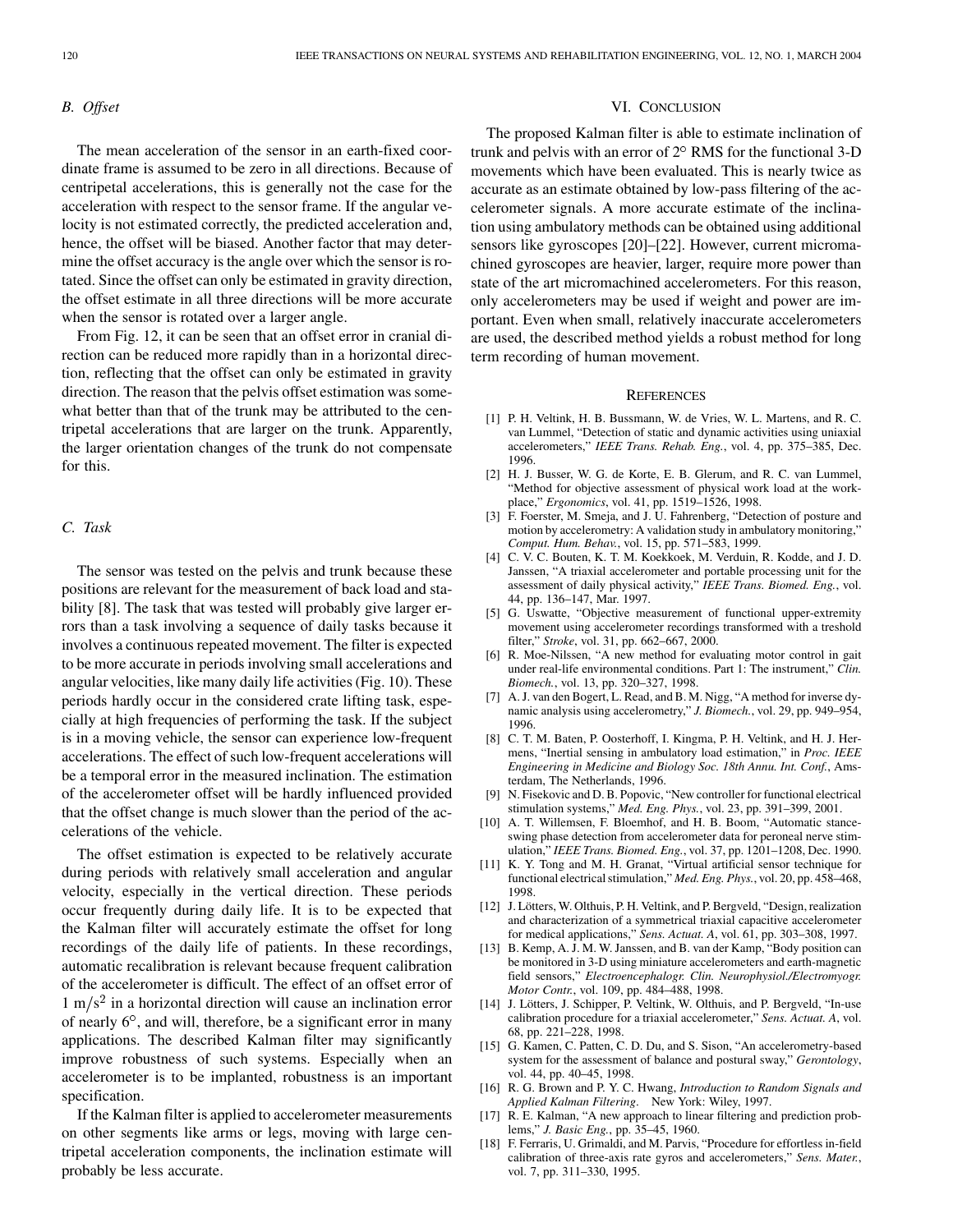### B. Offset

The mean acceleration of the sensor in an earth-fixed coordinate frame is assumed to be zero in all directions. Because of centripetal accelerations, this is generally not the case for the acceleration with respect to the sensor frame. If the angular velocity is not estimated correctly, the predicted acceleration and, hence, the offset will be biased. Another factor that may determine the offset accuracy is the angle over which the sensor is rotated. Since the offset can only be estimated in gravity direction, the offset estimate in all three directions will be more accurate when the sensor is rotated over a larger angle.

From Fig. 12, it can be seen that an offset error in cranial direction can be reduced more rapidly than in a horizontal direction, reflecting that the offset can only be estimated in gravity direction. The reason that the pelvis offset estimation was somewhat better than that of the trunk may be attributed to the centripetal accelerations that are larger on the trunk. Apparently, the larger orientation changes of the trunk do not compensate for this.

### C. Task

The sensor was tested on the pelvis and trunk because these positions are relevant for the measurement of back load and stability [8]. The task that was tested will probably give larger errors than a task involving a sequence of daily tasks because it involves a continuous repeated movement. The filter is expected to be more accurate in periods involving small accelerations and angular velocities, like many daily life activities (Fig. 10). These periods hardly occur in the considered crate lifting task, especially at high frequencies of performing the task. If the subject is in a moving vehicle, the sensor can experience low-frequent accelerations. The effect of such low-frequent accelerations will be a temporal error in the measured inclination. The estimation of the accelerometer offset will be hardly influenced provided that the offset change is much slower than the period of the accelerations of the vehicle.

The offset estimation is expected to be relatively accurate during periods with relatively small acceleration and angular velocity, especially in the vertical direction. These periods occur frequently during daily life. It is to be expected that the Kalman filter will accurately estimate the offset for long recordings of the daily life of patients. In these recordings, automatic recalibration is relevant because frequent calibration of the accelerometer is difficult. The effect of an offset error of $1\ \mathrm{m/s^2}$ in a horizontal direction will cause an inclination error of nearly 6°, and will, therefore, be a significant error in many applications. The described Kalman filter may significantly improve robustness of such systems. Especially when an accelerometer is to be implanted, robustness is an important specification.

If the Kalman filter is applied to accelerometer measurements on other segments like arms or legs, moving with large centripetal acceleration components, the inclination estimate will probably be less accurate.

## VI. Conclusion

The proposed Kalman filter is able to estimate inclination of trunk and pelvis with an error of 2° RMS for the functional 3-D movements which have been evaluated. This is nearly twice as accurate as an estimate obtained by low-pass filtering of the accelerometer signals. A more accurate estimate of the inclination using ambulatory methods can be obtained using additional sensors like gyroscopes [20]–[22]. However, current micromachined gyroscopes are heavier, larger, require more power than state of the art micromachined accelerometers. For this reason, only accelerometers may be used if weight and power are important. Even when small, relatively inaccurate accelerometers are used, the described method yields a robust method for long term recording of human movement.

## References

[1] P. H. Veltink, H. B. Bussmann, W. de Vries, W. L. Martens, and R. C. van Lummel, "Detection of static and dynamic activities using uniaxial accelerometers," *IEEE Trans. Rehab. Eng.*, vol. 4, pp. 375–385, Dec. 1996.

[2] H. J. Busser, W. G. de Korte, E. B. Glerum, and R. C. van Lummel, "Method for objective assessment of physical work load at the workplace," *Ergonomics*, vol. 41, pp. 1519–1526, 1998.

[3] F. Foerster, M. Smeja, and J. U. Fahrenberg, "Detection of posture and motion by accelerometry: A validation study in ambulatory monitoring," *Comput. Hum. Behav.*, vol. 15, pp. 571–583, 1999.

[4] C. V. C. Bouten, K. T. M. Koekkoek, M. Verduin, R. Kodde, and J. D. Janssen, "A triaxial accelerometer and portable processing unit for the assessment of daily physical activity," *IEEE Trans. Biomed. Eng.*, vol. 44, pp. 136–147, Mar. 1997.

[5] G. Uswatte, "Objective measurement of functional upper-extremity movement using accelerometer recordings transformed with a treshold filter," *Stroke*, vol. 31, pp. 662–667, 2000.

[6] R. Moe-Nilssen, "A new method for evaluating motor control in gait under real-life environmental conditions. Part 1: The instrument," *Clin. Biomech.*, vol. 13, pp. 320–327, 1998.

[7] A. J. van den Bogert, L. Read, and B. M. Nigg, "A method for inverse dynamic analysis using accelerometry," *J. Biomech.*, vol. 29, pp. 949–954, 1996.

[8] C. T. M. Baten, P. Oosterhoff, I. Kingma, P. H. Veltink, and H. J. Hermens, "Inertial sensing in ambulatory load estimation," in *Proc. IEEE Engineering in Medicine and Biology Soc. 18th Annu. Int. Conf.*, Amsterdam, The Netherlands, 1996.

[9] N. Fisekovic and D. B. Popovic, "New controller for functional electrical stimulation systems," *Med. Eng. Phys.*, vol. 23, pp. 391–399, 2001.

[10] A. T. Willemsen, F. Bloemhof, and H. B. Boom, "Automatic stance-swing phase detection from accelerometer data for peroneal nerve stimulation," *IEEE Trans. Biomed. Eng.*, vol. 37, pp. 1201–1208, Dec. 1990.

[11] K. Y. Tong and M. H. Granat, "Virtual artificial sensor technique for functional electrical stimulation," *Med. Eng. Phys.*, vol. 20, pp. 458–468, 1998.

[12] J. Lötters, W. Olthuis, P. H. Veltink, and P. Bergveld, "Design, realization and characterization of a symmetrical triaxial capacitive accelerometer for medical applications," *Sens. Actuat. A*, vol. 61, pp. 303–308, 1997.

[13] B. Kemp, A. J. M. W. Janssen, and B. van der Kamp, "Body position can be monitored in 3-D using miniature accelerometers and earth-magnetic field sensors," *Electroencephalogr. Clin. Neurophysiol./Electromyogr. Motor Contr.*, vol. 109, pp. 484–488, 1998.

[14] J. Lötters, J. Schipper, P. Veltink, W. Olthuis, and P. Bergveld, "In-use calibration procedure for a triaxial accelerometer," *Sens. Actuat. A*, vol. 68, pp. 221–228, 1998.

[15] G. Kamen, C. Patten, C. D. Du, and S. Sison, "An accelerometry-based system for the assessment of balance and postural sway," *Gerontology*, vol. 44, pp. 40–45, 1998.

[16] R. G. Brown and P. Y. C. Hwang, *Introduction to Random Signals and Applied Kalman Filtering*. New York: Wiley, 1997.

[17] R. E. Kalman, "A new approach to linear filtering and prediction problems," *J. Basic Eng.*, pp. 35–45, 1960.

[18] F. Ferraris, U. Grimaldi, and M. Parvis, "Procedure for effortless in-field calibration of three-axis rate gyros and accelerometers," *Sens. Mater.*, vol. 7, pp. 311–330, 1995.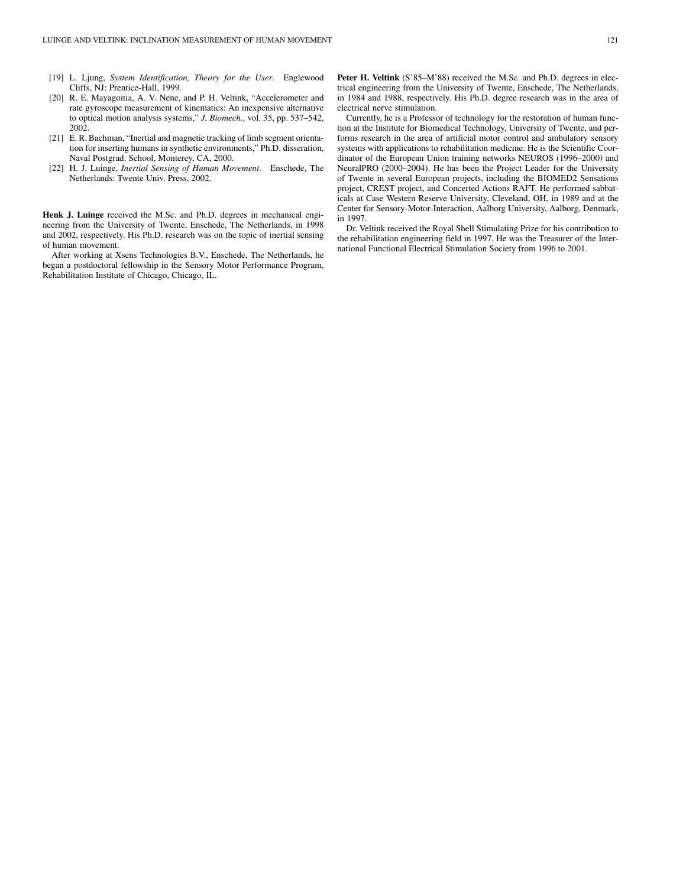[19] L. Ljung, *System Identification, Theory for the User*. Englewood Cliffs, NJ: Prentice-Hall, 1999.

[20] R. E. Mayagoitia, A. V. Nene, and P. H. Veltink, "Accelerometer and rate gyroscope measurement of kinematics: An inexpensive alternative to optical motion analysis systems," *J. Biomech.*, vol. 35, pp. 537–542, 2002.

[21] E. R. Bachman, "Inertial and magnetic tracking of limb segment orientation for inserting humans in synthetic environments," Ph.D. disseration, Naval Postgrad. School, Monterey, CA, 2000.

[22] H. J. Luinge, *Inertial Sensing of Human Movement*. Enschede, The Netherlands: Twente Univ. Press, 2002.

**Henk J. Luinge** received the M.Sc. and Ph.D. degrees in mechanical engineering from the University of Twente, Enschede, The Netherlands, in 1998 and 2002, respectively. His Ph.D. research was on the topic of inertial sensing of human movement.

After working at Xsens Technologies B.V., Enschede, The Netherlands, he began a postdoctoral fellowship in the Sensory Motor Performance Program, Rehabilitation Institute of Chicago, Chicago, IL.

**Peter H. Veltink** (S'85–M'88) received the M.Sc. and Ph.D. degrees in electrical engineering from the University of Twente, Enschede, The Netherlands, in 1984 and 1988, respectively. His Ph.D. degree research was in the area of electrical nerve stimulation.

Currently, he is a Professor of technology for the restoration of human function at the Institute for Biomedical Technology, University of Twente, and performs research in the area of artificial motor control and ambulatory sensory systems with applications to rehabilitation medicine. He is the Scientific Coordinator of the European Union training networks NEUROS (1996–2000) and NeuralPRO (2000–2004). He has been the Project Leader for the University of Twente in several European projects, including the BIOMED2 Sensations project, CREST project, and Concerted Actions RAFT. He performed sabbaticals at Case Western Reserve University, Cleveland, OH, in 1989 and at the Center for Sensory-Motor-Interaction, Aalborg University, Aalborg, Denmark, in 1997.

Dr. Veltink received the Royal Shell Stimulating Prize for his contribution to the rehabilitation engineering field in 1997. He was the Treasurer of the International Functional Electrical Stimulation Society from 1996 to 2001.